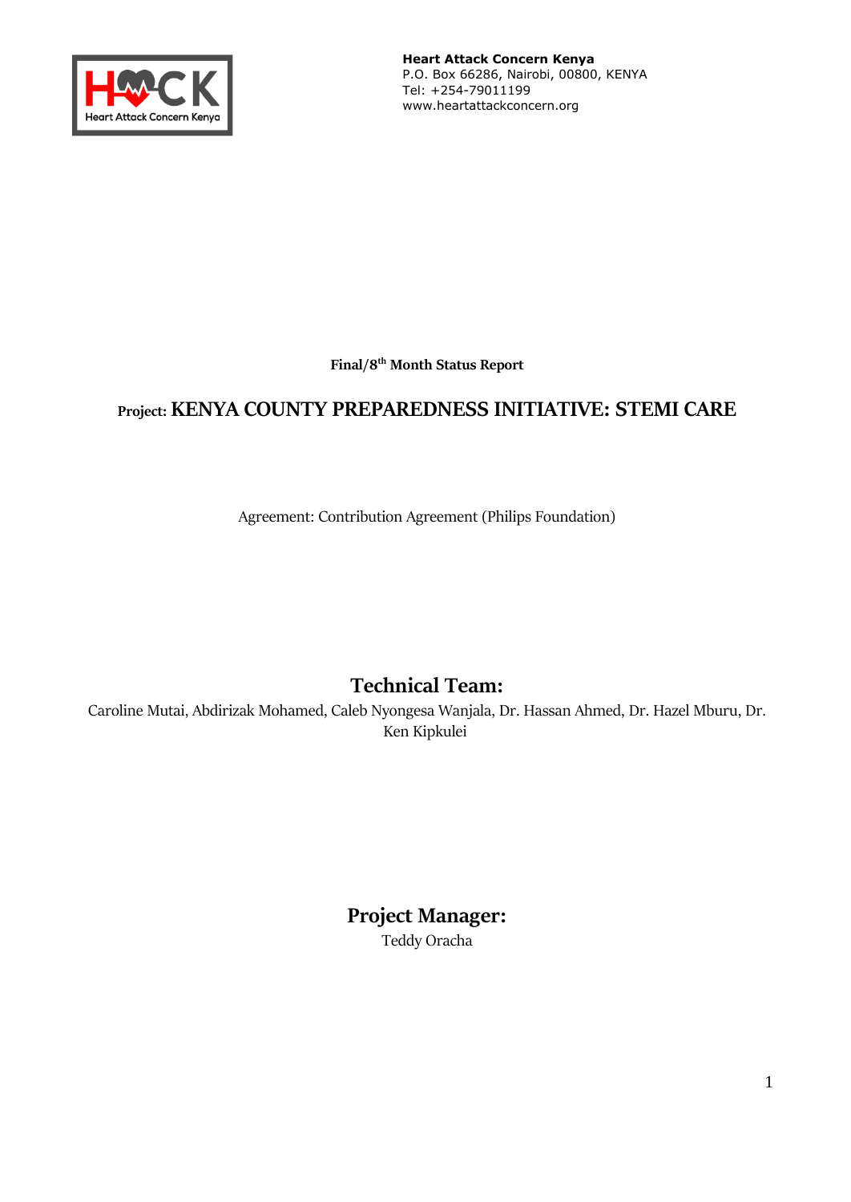**Heart Attack Concern Kenya**
P.O. Box 66286, Nairobi, 00800, KENYA
Tel: +254-79011199
www.heartattackconcern.org

**Final/8th Month Status Report**

## Project: KENYA COUNTY PREPAREDNESS INITIATIVE: STEMI CARE

Agreement: Contribution Agreement (Philips Foundation)

## Technical Team:

Caroline Mutai, Abdirizak Mohamed, Caleb Nyongesa Wanjala, Dr. Hassan Ahmed, Dr. Hazel Mburu, Dr. Ken Kipkulei

## Project Manager:

Teddy Oracha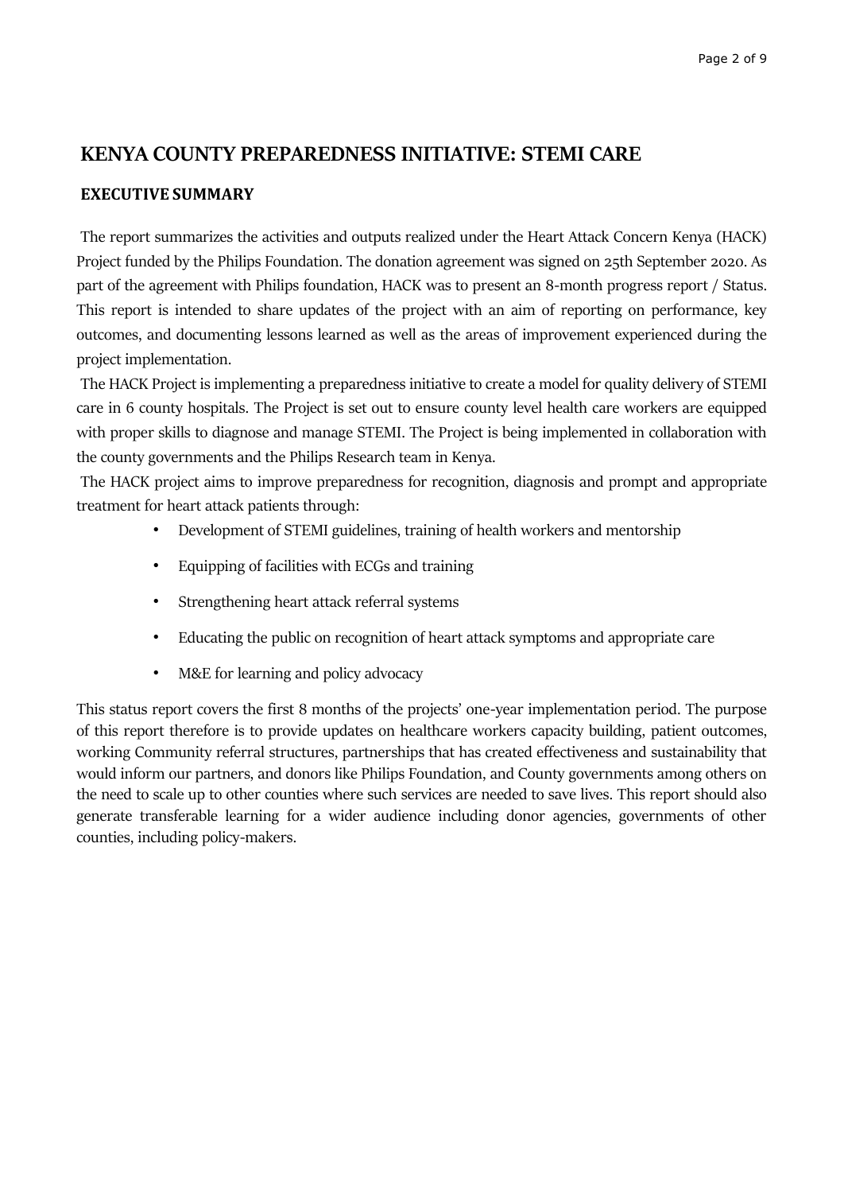# KENYA COUNTY PREPAREDNESS INITIATIVE: STEMI CARE

## EXECUTIVE SUMMARY

The report summarizes the activities and outputs realized under the Heart Attack Concern Kenya (HACK) Project funded by the Philips Foundation. The donation agreement was signed on 25th September 2020. As part of the agreement with Philips foundation, HACK was to present an 8-month progress report / Status. This report is intended to share updates of the project with an aim of reporting on performance, key outcomes, and documenting lessons learned as well as the areas of improvement experienced during the project implementation.

The HACK Project is implementing a preparedness initiative to create a model for quality delivery of STEMI care in 6 county hospitals. The Project is set out to ensure county level health care workers are equipped with proper skills to diagnose and manage STEMI. The Project is being implemented in collaboration with the county governments and the Philips Research team in Kenya.

The HACK project aims to improve preparedness for recognition, diagnosis and prompt and appropriate treatment for heart attack patients through:

- Development of STEMI guidelines, training of health workers and mentorship
- Equipping of facilities with ECGs and training
- Strengthening heart attack referral systems
- Educating the public on recognition of heart attack symptoms and appropriate care
- M&E for learning and policy advocacy

This status report covers the first 8 months of the projects' one-year implementation period. The purpose of this report therefore is to provide updates on healthcare workers capacity building, patient outcomes, working Community referral structures, partnerships that has created effectiveness and sustainability that would inform our partners, and donors like Philips Foundation, and County governments among others on the need to scale up to other counties where such services are needed to save lives. This report should also generate transferable learning for a wider audience including donor agencies, governments of other counties, including policy-makers.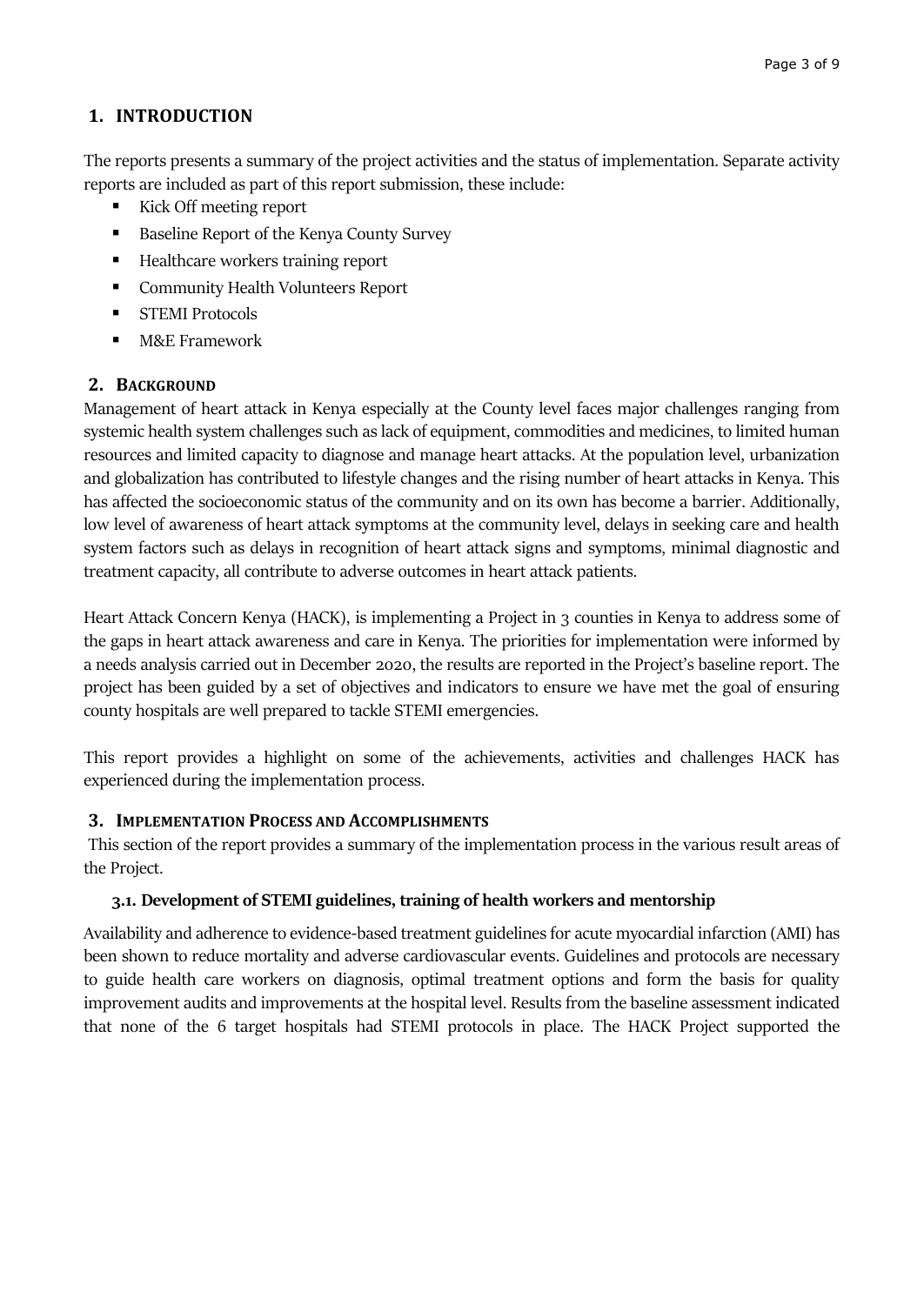## 1. INTRODUCTION

The reports presents a summary of the project activities and the status of implementation. Separate activity reports are included as part of this report submission, these include:

- Kick Off meeting report
- Baseline Report of the Kenya County Survey
- Healthcare workers training report
- Community Health Volunteers Report
- STEMI Protocols
- M&E Framework

## 2. BACKGROUND

Management of heart attack in Kenya especially at the County level faces major challenges ranging from systemic health system challenges such as lack of equipment, commodities and medicines, to limited human resources and limited capacity to diagnose and manage heart attacks. At the population level, urbanization and globalization has contributed to lifestyle changes and the rising number of heart attacks in Kenya. This has affected the socioeconomic status of the community and on its own has become a barrier. Additionally, low level of awareness of heart attack symptoms at the community level, delays in seeking care and health system factors such as delays in recognition of heart attack signs and symptoms, minimal diagnostic and treatment capacity, all contribute to adverse outcomes in heart attack patients.

Heart Attack Concern Kenya (HACK), is implementing a Project in 3 counties in Kenya to address some of the gaps in heart attack awareness and care in Kenya. The priorities for implementation were informed by a needs analysis carried out in December 2020, the results are reported in the Project's baseline report. The project has been guided by a set of objectives and indicators to ensure we have met the goal of ensuring county hospitals are well prepared to tackle STEMI emergencies.

This report provides a highlight on some of the achievements, activities and challenges HACK has experienced during the implementation process.

## 3. IMPLEMENTATION PROCESS AND ACCOMPLISHMENTS

This section of the report provides a summary of the implementation process in the various result areas of the Project.

### 3.1. Development of STEMI guidelines, training of health workers and mentorship

Availability and adherence to evidence-based treatment guidelines for acute myocardial infarction (AMI) has been shown to reduce mortality and adverse cardiovascular events. Guidelines and protocols are necessary to guide health care workers on diagnosis, optimal treatment options and form the basis for quality improvement audits and improvements at the hospital level. Results from the baseline assessment indicated that none of the 6 target hospitals had STEMI protocols in place. The HACK Project supported the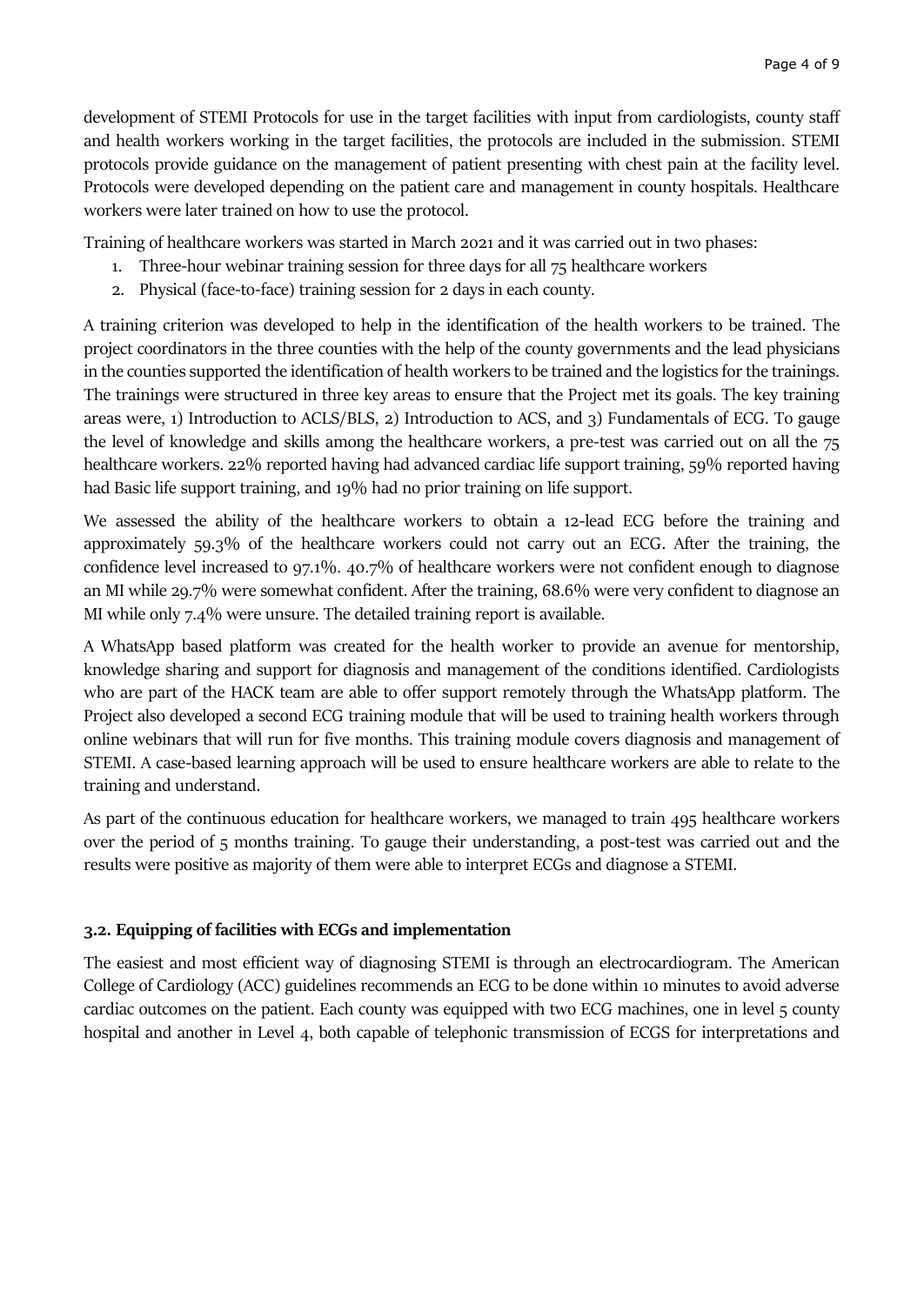development of STEMI Protocols for use in the target facilities with input from cardiologists, county staff and health workers working in the target facilities, the protocols are included in the submission. STEMI protocols provide guidance on the management of patient presenting with chest pain at the facility level. Protocols were developed depending on the patient care and management in county hospitals. Healthcare workers were later trained on how to use the protocol.

Training of healthcare workers was started in March 2021 and it was carried out in two phases:

1. Three-hour webinar training session for three days for all 75 healthcare workers
2. Physical (face-to-face) training session for 2 days in each county.

A training criterion was developed to help in the identification of the health workers to be trained. The project coordinators in the three counties with the help of the county governments and the lead physicians in the counties supported the identification of health workers to be trained and the logistics for the trainings. The trainings were structured in three key areas to ensure that the Project met its goals. The key training areas were, 1) Introduction to ACLS/BLS, 2) Introduction to ACS, and 3) Fundamentals of ECG. To gauge the level of knowledge and skills among the healthcare workers, a pre-test was carried out on all the 75 healthcare workers. 22% reported having had advanced cardiac life support training, 59% reported having had Basic life support training, and 19% had no prior training on life support.

We assessed the ability of the healthcare workers to obtain a 12-lead ECG before the training and approximately 59.3% of the healthcare workers could not carry out an ECG. After the training, the confidence level increased to 97.1%. 40.7% of healthcare workers were not confident enough to diagnose an MI while 29.7% were somewhat confident. After the training, 68.6% were very confident to diagnose an MI while only 7.4% were unsure. The detailed training report is available.

A WhatsApp based platform was created for the health worker to provide an avenue for mentorship, knowledge sharing and support for diagnosis and management of the conditions identified. Cardiologists who are part of the HACK team are able to offer support remotely through the WhatsApp platform. The Project also developed a second ECG training module that will be used to training health workers through online webinars that will run for five months. This training module covers diagnosis and management of STEMI. A case-based learning approach will be used to ensure healthcare workers are able to relate to the training and understand.

As part of the continuous education for healthcare workers, we managed to train 495 healthcare workers over the period of 5 months training. To gauge their understanding, a post-test was carried out and the results were positive as majority of them were able to interpret ECGs and diagnose a STEMI.

### 3.2. Equipping of facilities with ECGs and implementation

The easiest and most efficient way of diagnosing STEMI is through an electrocardiogram. The American College of Cardiology (ACC) guidelines recommends an ECG to be done within 10 minutes to avoid adverse cardiac outcomes on the patient. Each county was equipped with two ECG machines, one in level 5 county hospital and another in Level 4, both capable of telephonic transmission of ECGS for interpretations and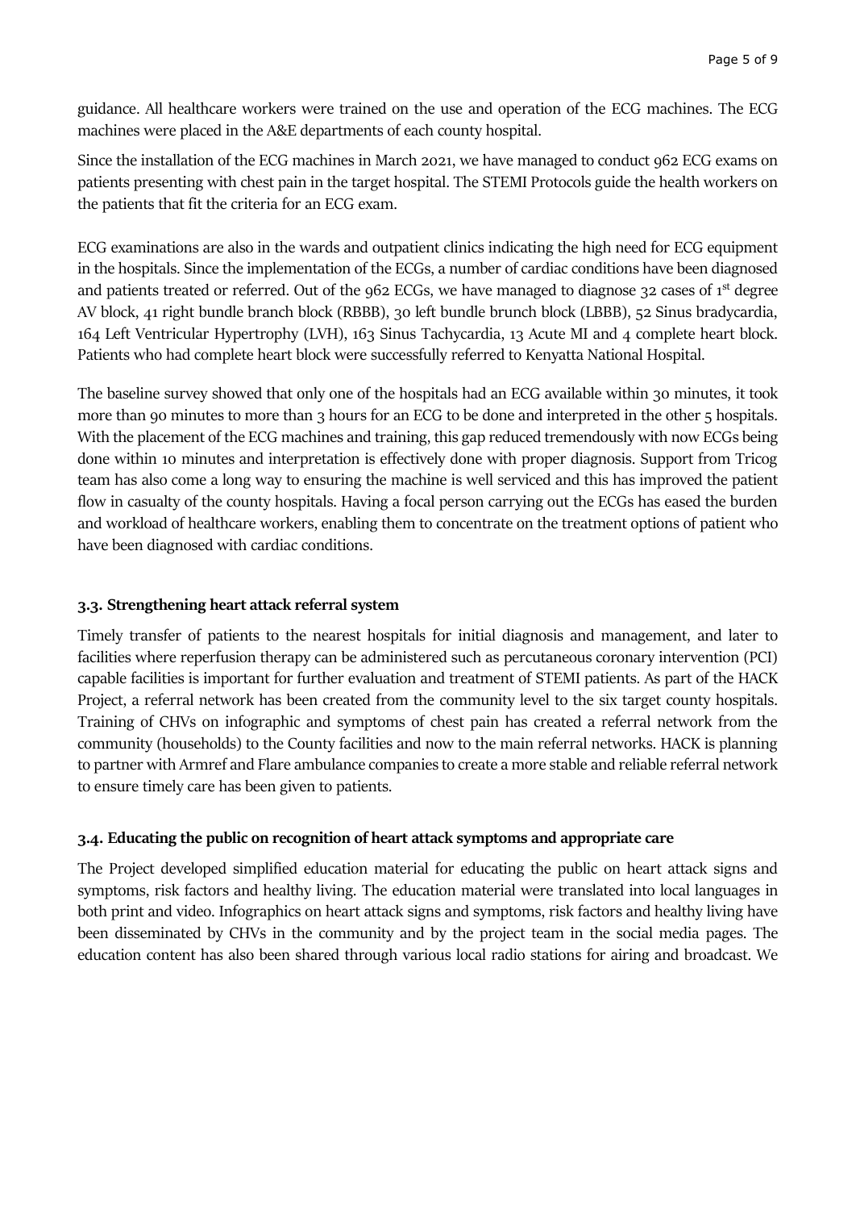guidance. All healthcare workers were trained on the use and operation of the ECG machines. The ECG machines were placed in the A&E departments of each county hospital.

Since the installation of the ECG machines in March 2021, we have managed to conduct 962 ECG exams on patients presenting with chest pain in the target hospital. The STEMI Protocols guide the health workers on the patients that fit the criteria for an ECG exam.

ECG examinations are also in the wards and outpatient clinics indicating the high need for ECG equipment in the hospitals. Since the implementation of the ECGs, a number of cardiac conditions have been diagnosed and patients treated or referred. Out of the 962 ECGs, we have managed to diagnose 32 cases of 1st degree AV block, 41 right bundle branch block (RBBB), 30 left bundle brunch block (LBBB), 52 Sinus bradycardia, 164 Left Ventricular Hypertrophy (LVH), 163 Sinus Tachycardia, 13 Acute MI and 4 complete heart block. Patients who had complete heart block were successfully referred to Kenyatta National Hospital.

The baseline survey showed that only one of the hospitals had an ECG available within 30 minutes, it took more than 90 minutes to more than 3 hours for an ECG to be done and interpreted in the other 5 hospitals. With the placement of the ECG machines and training, this gap reduced tremendously with now ECGs being done within 10 minutes and interpretation is effectively done with proper diagnosis. Support from Tricog team has also come a long way to ensuring the machine is well serviced and this has improved the patient flow in casualty of the county hospitals. Having a focal person carrying out the ECGs has eased the burden and workload of healthcare workers, enabling them to concentrate on the treatment options of patient who have been diagnosed with cardiac conditions.

### 3.3. Strengthening heart attack referral system

Timely transfer of patients to the nearest hospitals for initial diagnosis and management, and later to facilities where reperfusion therapy can be administered such as percutaneous coronary intervention (PCI) capable facilities is important for further evaluation and treatment of STEMI patients. As part of the HACK Project, a referral network has been created from the community level to the six target county hospitals. Training of CHVs on infographic and symptoms of chest pain has created a referral network from the community (households) to the County facilities and now to the main referral networks. HACK is planning to partner with Armref and Flare ambulance companies to create a more stable and reliable referral network to ensure timely care has been given to patients.

### 3.4. Educating the public on recognition of heart attack symptoms and appropriate care

The Project developed simplified education material for educating the public on heart attack signs and symptoms, risk factors and healthy living. The education material were translated into local languages in both print and video. Infographics on heart attack signs and symptoms, risk factors and healthy living have been disseminated by CHVs in the community and by the project team in the social media pages. The education content has also been shared through various local radio stations for airing and broadcast. We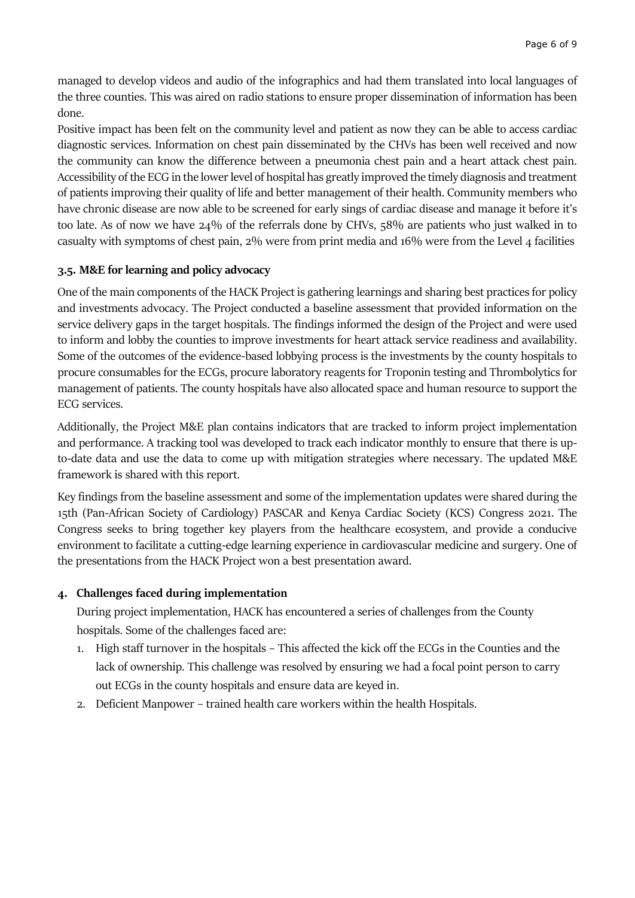managed to develop videos and audio of the infographics and had them translated into local languages of the three counties. This was aired on radio stations to ensure proper dissemination of information has been done.

Positive impact has been felt on the community level and patient as now they can be able to access cardiac diagnostic services. Information on chest pain disseminated by the CHVs has been well received and now the community can know the difference between a pneumonia chest pain and a heart attack chest pain. Accessibility of the ECG in the lower level of hospital has greatly improved the timely diagnosis and treatment of patients improving their quality of life and better management of their health. Community members who have chronic disease are now able to be screened for early sings of cardiac disease and manage it before it's too late. As of now we have 24% of the referrals done by CHVs, 58% are patients who just walked in to casualty with symptoms of chest pain, 2% were from print media and 16% were from the Level 4 facilities

### 3.5. M&E for learning and policy advocacy

One of the main components of the HACK Project is gathering learnings and sharing best practices for policy and investments advocacy. The Project conducted a baseline assessment that provided information on the service delivery gaps in the target hospitals. The findings informed the design of the Project and were used to inform and lobby the counties to improve investments for heart attack service readiness and availability. Some of the outcomes of the evidence-based lobbying process is the investments by the county hospitals to procure consumables for the ECGs, procure laboratory reagents for Troponin testing and Thrombolytics for management of patients. The county hospitals have also allocated space and human resource to support the ECG services.

Additionally, the Project M&E plan contains indicators that are tracked to inform project implementation and performance. A tracking tool was developed to track each indicator monthly to ensure that there is up-to-date data and use the data to come up with mitigation strategies where necessary. The updated M&E framework is shared with this report.

Key findings from the baseline assessment and some of the implementation updates were shared during the 15th (Pan-African Society of Cardiology) PASCAR and Kenya Cardiac Society (KCS) Congress 2021. The Congress seeks to bring together key players from the healthcare ecosystem, and provide a conducive environment to facilitate a cutting-edge learning experience in cardiovascular medicine and surgery. One of the presentations from the HACK Project won a best presentation award.

## 4. Challenges faced during implementation

During project implementation, HACK has encountered a series of challenges from the County hospitals. Some of the challenges faced are:

1. High staff turnover in the hospitals – This affected the kick off the ECGs in the Counties and the lack of ownership. This challenge was resolved by ensuring we had a focal point person to carry out ECGs in the county hospitals and ensure data are keyed in.
2. Deficient Manpower – trained health care workers within the health Hospitals.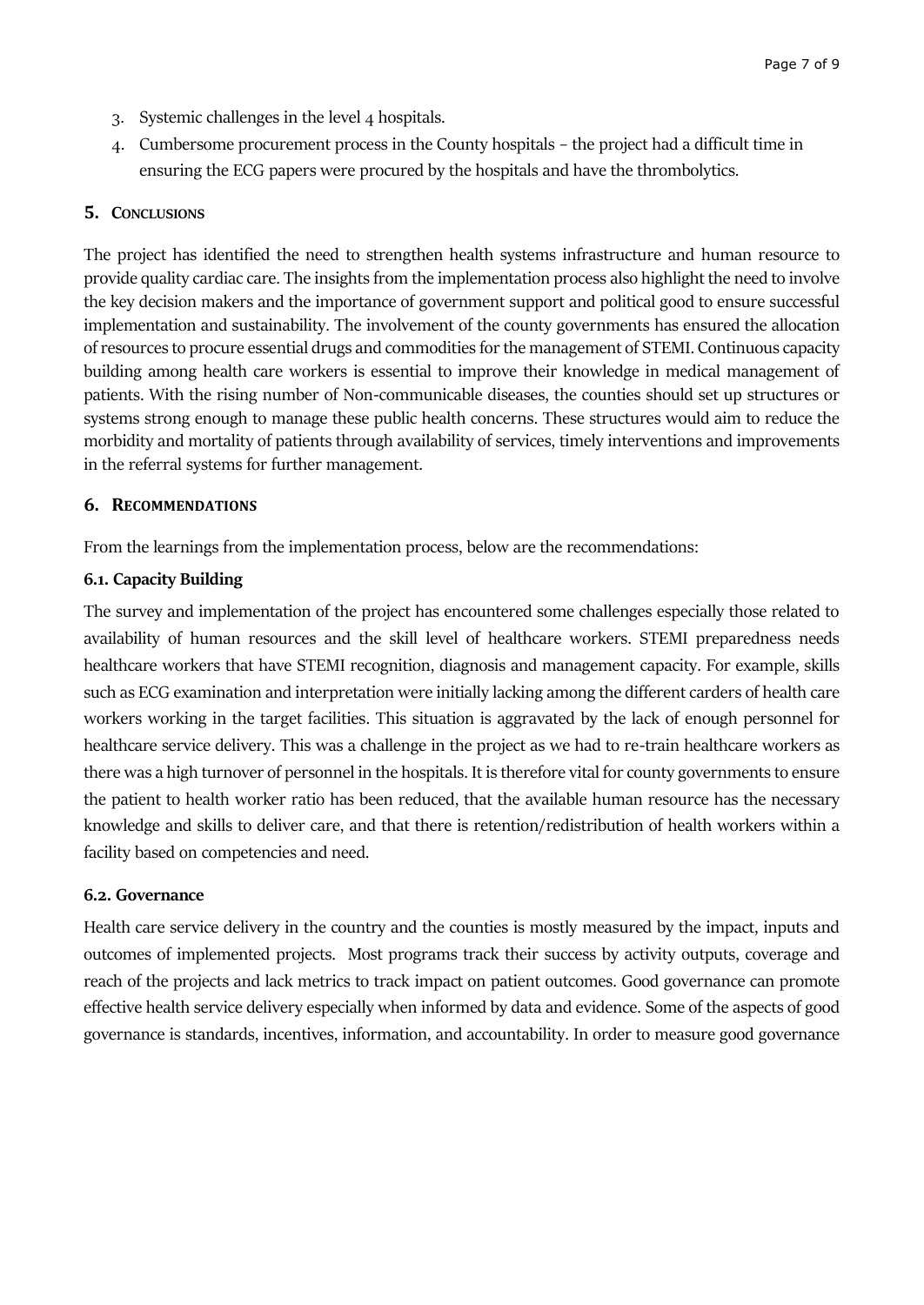3. Systemic challenges in the level 4 hospitals.
4. Cumbersome procurement process in the County hospitals – the project had a difficult time in ensuring the ECG papers were procured by the hospitals and have the thrombolytics.

## 5. Conclusions

The project has identified the need to strengthen health systems infrastructure and human resource to provide quality cardiac care. The insights from the implementation process also highlight the need to involve the key decision makers and the importance of government support and political good to ensure successful implementation and sustainability. The involvement of the county governments has ensured the allocation of resources to procure essential drugs and commodities for the management of STEMI. Continuous capacity building among health care workers is essential to improve their knowledge in medical management of patients. With the rising number of Non-communicable diseases, the counties should set up structures or systems strong enough to manage these public health concerns. These structures would aim to reduce the morbidity and mortality of patients through availability of services, timely interventions and improvements in the referral systems for further management.

## 6. Recommendations

From the learnings from the implementation process, below are the recommendations:

### 6.1. Capacity Building

The survey and implementation of the project has encountered some challenges especially those related to availability of human resources and the skill level of healthcare workers. STEMI preparedness needs healthcare workers that have STEMI recognition, diagnosis and management capacity. For example, skills such as ECG examination and interpretation were initially lacking among the different carders of health care workers working in the target facilities. This situation is aggravated by the lack of enough personnel for healthcare service delivery. This was a challenge in the project as we had to re-train healthcare workers as there was a high turnover of personnel in the hospitals. It is therefore vital for county governments to ensure the patient to health worker ratio has been reduced, that the available human resource has the necessary knowledge and skills to deliver care, and that there is retention/redistribution of health workers within a facility based on competencies and need.

### 6.2. Governance

Health care service delivery in the country and the counties is mostly measured by the impact, inputs and outcomes of implemented projects. Most programs track their success by activity outputs, coverage and reach of the projects and lack metrics to track impact on patient outcomes. Good governance can promote effective health service delivery especially when informed by data and evidence. Some of the aspects of good governance is standards, incentives, information, and accountability. In order to measure good governance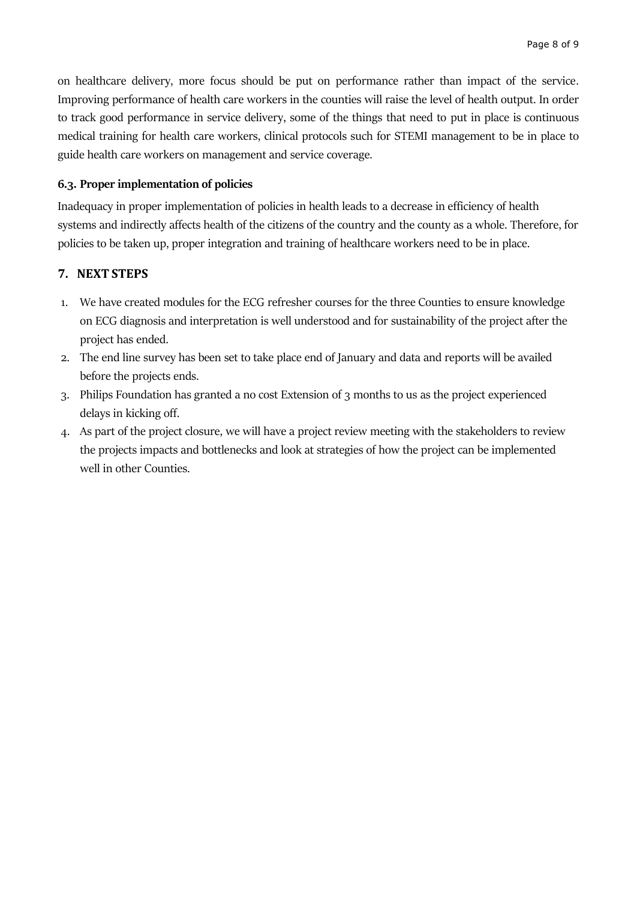on healthcare delivery, more focus should be put on performance rather than impact of the service. Improving performance of health care workers in the counties will raise the level of health output. In order to track good performance in service delivery, some of the things that need to put in place is continuous medical training for health care workers, clinical protocols such for STEMI management to be in place to guide health care workers on management and service coverage.

### 6.3. Proper implementation of policies

Inadequacy in proper implementation of policies in health leads to a decrease in efficiency of health systems and indirectly affects health of the citizens of the country and the county as a whole. Therefore, for policies to be taken up, proper integration and training of healthcare workers need to be in place.

## 7. NEXT STEPS

1. We have created modules for the ECG refresher courses for the three Counties to ensure knowledge on ECG diagnosis and interpretation is well understood and for sustainability of the project after the project has ended.
2. The end line survey has been set to take place end of January and data and reports will be availed before the projects ends.
3. Philips Foundation has granted a no cost Extension of 3 months to us as the project experienced delays in kicking off.
4. As part of the project closure, we will have a project review meeting with the stakeholders to review the projects impacts and bottlenecks and look at strategies of how the project can be implemented well in other Counties.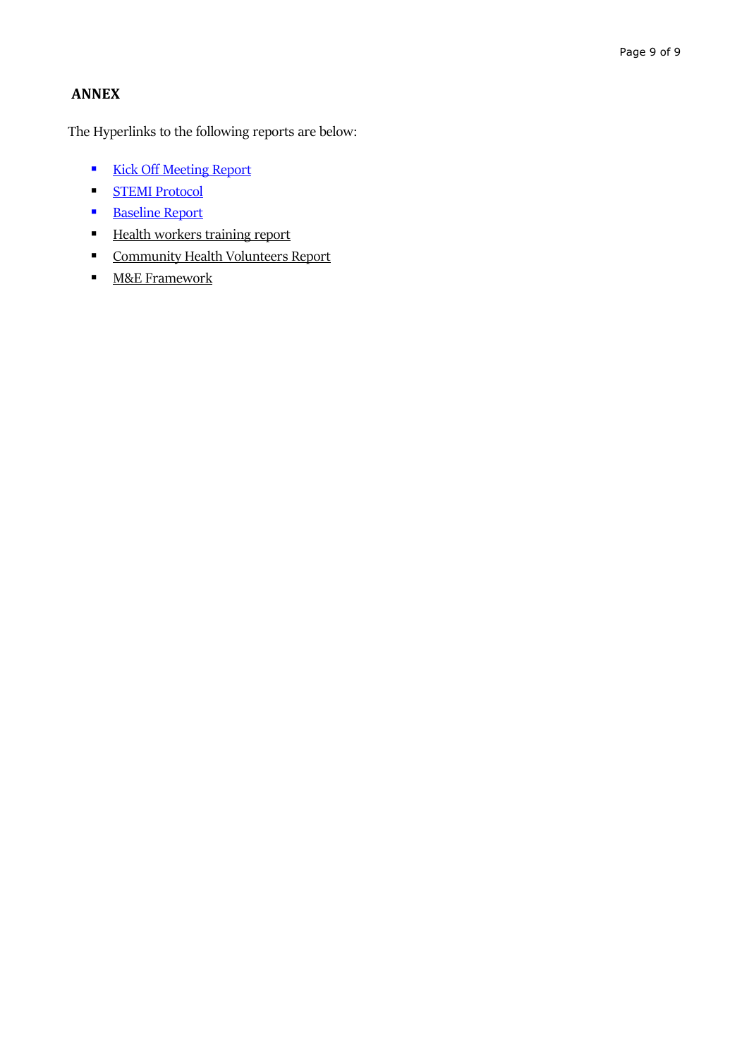## ANNEX

The Hyperlinks to the following reports are below:

- Kick Off Meeting Report
- STEMI Protocol
- Baseline Report
- Health workers training report
- Community Health Volunteers Report
- M&E Framework